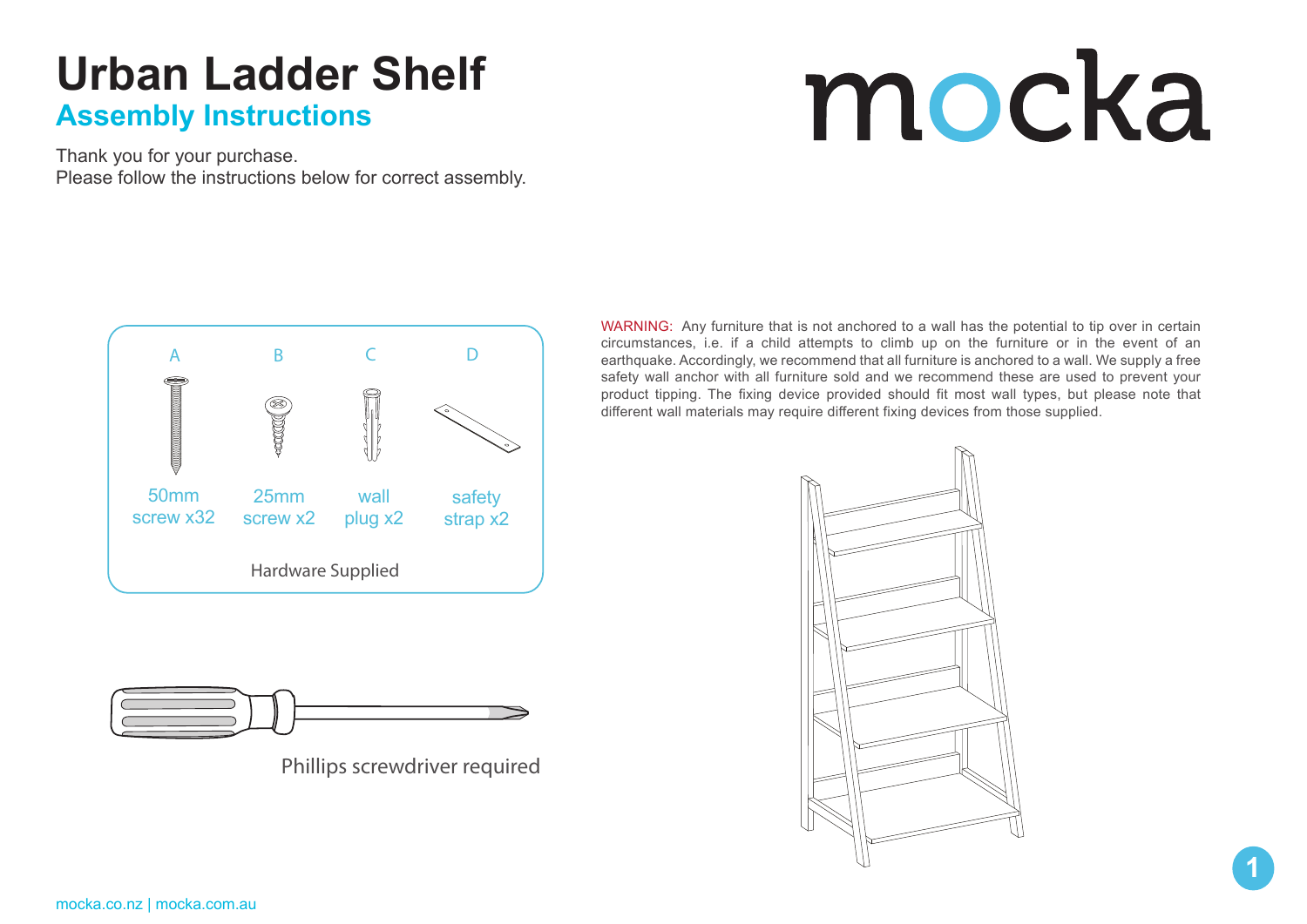# Urban Ladder Shelf

## Assembly Instructions

mocka

Thank you for your purchase.
Please follow the instructions below for correct assembly.

| A | B | C | D |
|---|---|---|---|
| 50mm screw x32 | 25mm screw x2 | wall plug x2 | safety strap x2 |

Hardware Supplied

Phillips screwdriver required

WARNING: Any furniture that is not anchored to a wall has the potential to tip over in certain circumstances, i.e. if a child attempts to climb up on the furniture or in the event of an earthquake. Accordingly, we recommend that all furniture is anchored to a wall. We supply a free safety wall anchor with all furniture sold and we recommend these are used to prevent your product tipping. The fixing device provided should fit most wall types, but please note that different wall materials may require different fixing devices from those supplied.

mocka.co.nz | mocka.com.au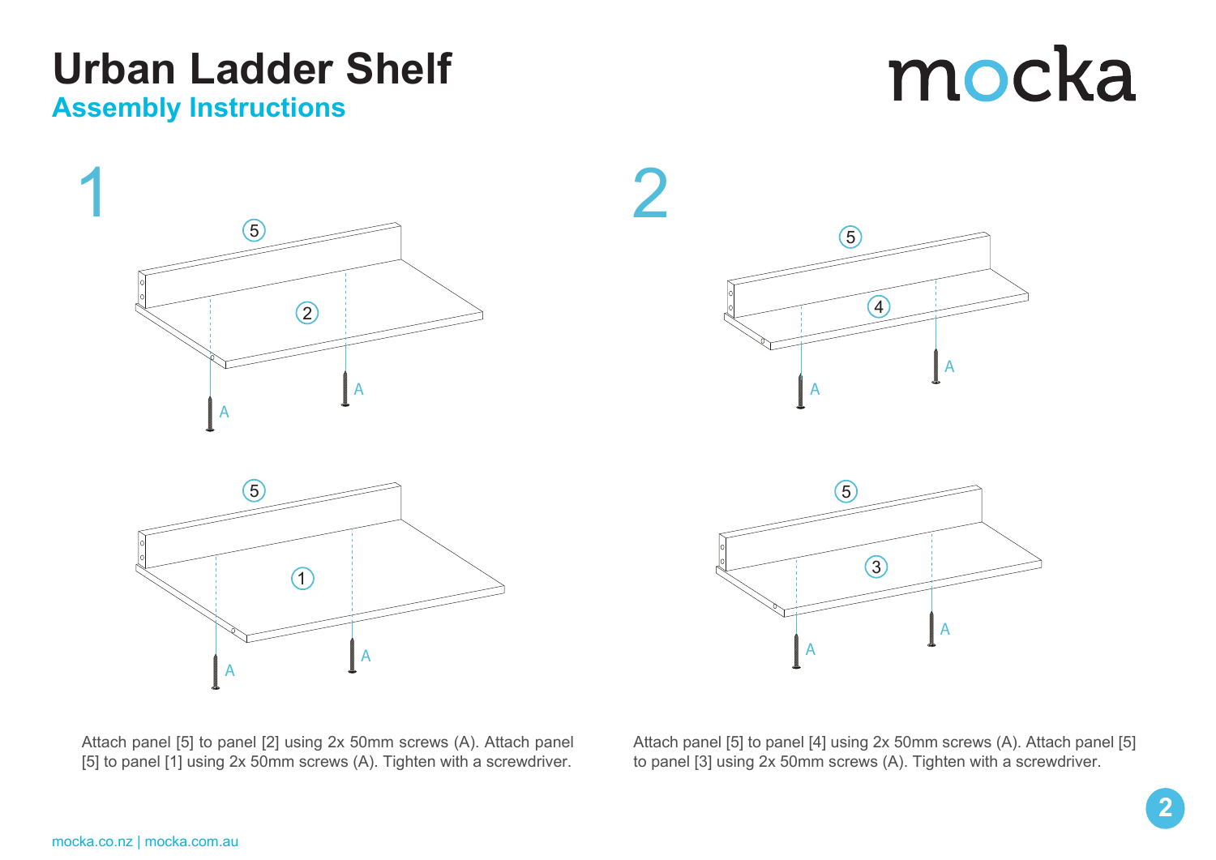# Urban Ladder Shelf

## Assembly Instructions

mocka

## 1

Attach panel [5] to panel [2] using 2x 50mm screws (A). Attach panel [5] to panel [1] using 2x 50mm screws (A). Tighten with a screwdriver.

## 2

Attach panel [5] to panel [4] using 2x 50mm screws (A). Attach panel [5] to panel [3] using 2x 50mm screws (A). Tighten with a screwdriver.

mocka.co.nz | mocka.com.au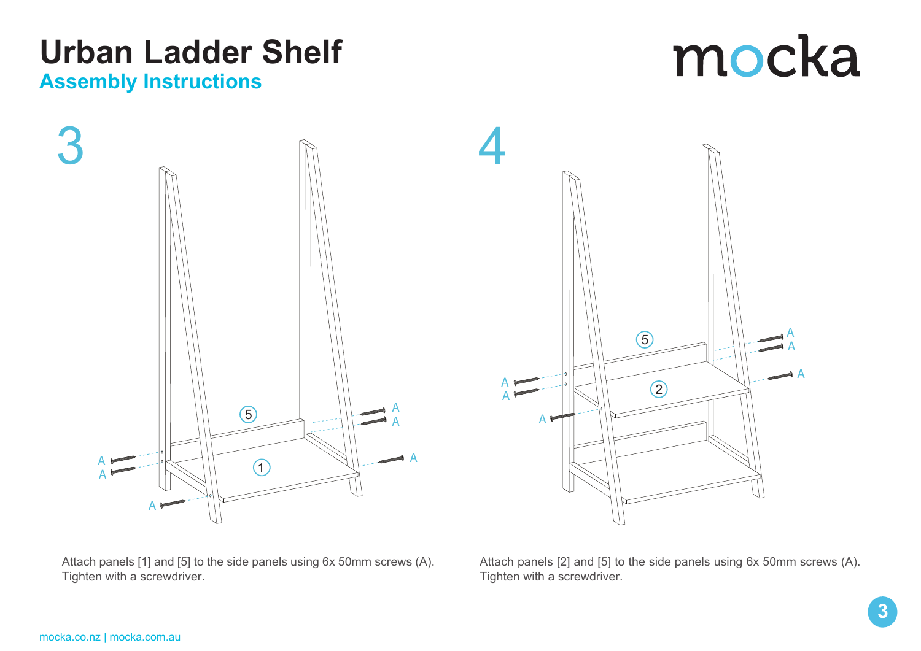# Urban Ladder Shelf

## Assembly Instructions

mocka

## 3

Attach panels [1] and [5] to the side panels using 6x 50mm screws (A). Tighten with a screwdriver.

## 4

Attach panels [2] and [5] to the side panels using 6x 50mm screws (A). Tighten with a screwdriver.

mocka.co.nz | mocka.com.au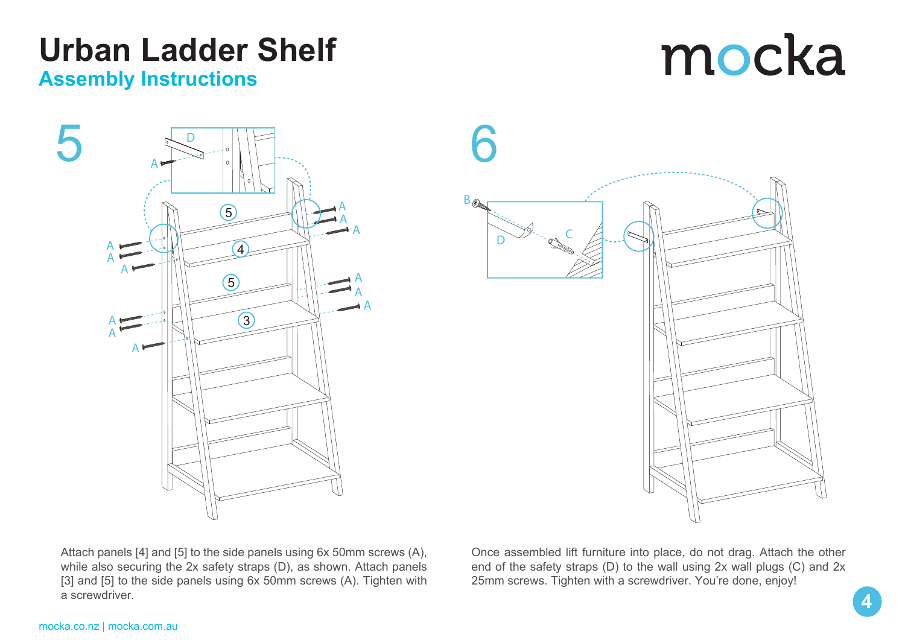# Urban Ladder Shelf

## Assembly Instructions

mocka

5

Attach panels [4] and [5] to the side panels using 6x 50mm screws (A), while also securing the 2x safety straps (D), as shown. Attach panels [3] and [5] to the side panels using 6x 50mm screws (A). Tighten with a screwdriver.

6

Once assembled lift furniture into place, do not drag. Attach the other end of the safety straps (D) to the wall using 2x wall plugs (C) and 2x 25mm screws. Tighten with a screwdriver. You're done, enjoy!

mocka.co.nz | mocka.com.au